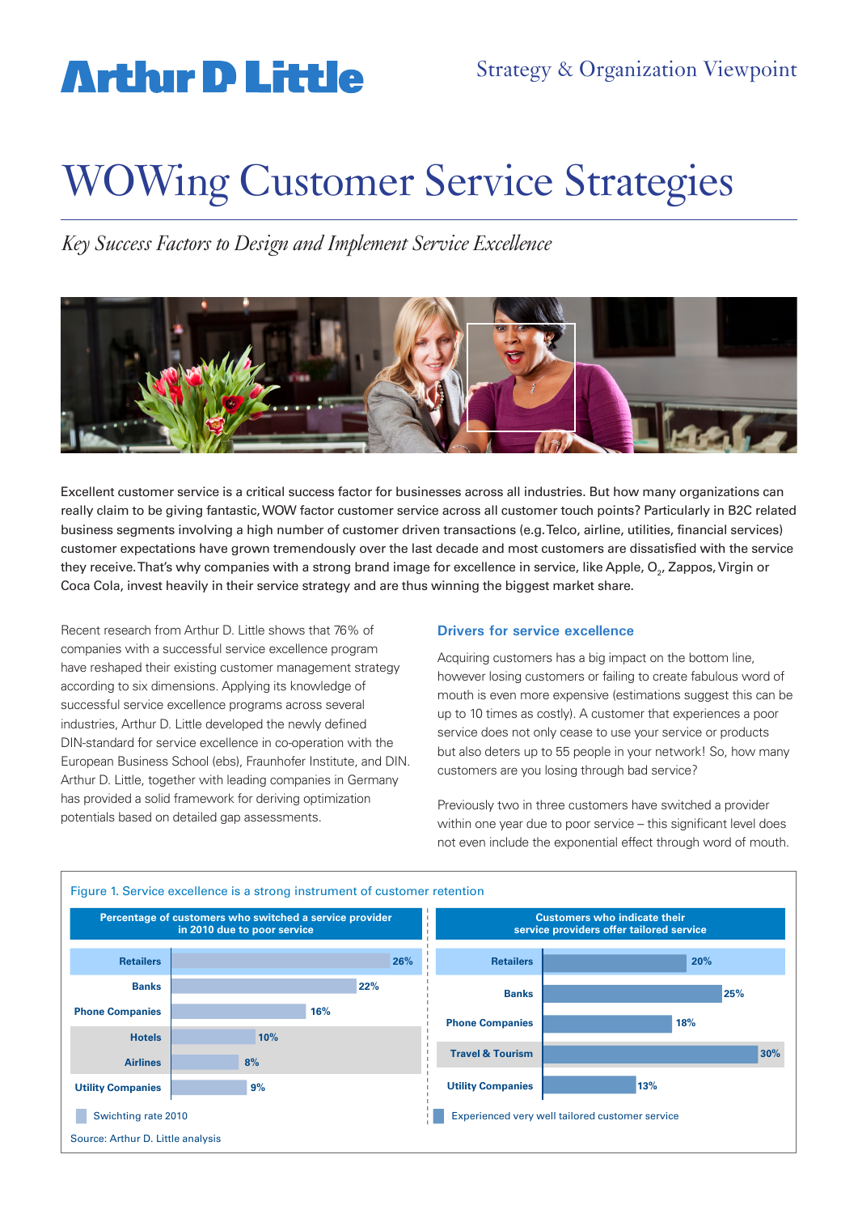Arthur D Little

Strategy & Organization Viewpoint

# WOWing Customer Service Strategies

*Key Success Factors to Design and Implement Service Excellence*

Excellent customer service is a critical success factor for businesses across all industries. But how many organizations can really claim to be giving fantastic, WOW factor customer service across all customer touch points? Particularly in B2C related business segments involving a high number of customer driven transactions (e.g. Telco, airline, utilities, financial services) customer expectations have grown tremendously over the last decade and most customers are dissatisfied with the service they receive. That's why companies with a strong brand image for excellence in service, like Apple, $O_2$, Zappos, Virgin or Coca Cola, invest heavily in their service strategy and are thus winning the biggest market share.

Recent research from Arthur D. Little shows that 76% of companies with a successful service excellence program have reshaped their existing customer management strategy according to six dimensions. Applying its knowledge of successful service excellence programs across several industries, Arthur D. Little developed the newly defined DIN-standard for service excellence in co-operation with the European Business School (ebs), Fraunhofer Institute, and DIN. Arthur D. Little, together with leading companies in Germany has provided a solid framework for deriving optimization potentials based on detailed gap assessments.

## Drivers for service excellence

Acquiring customers has a big impact on the bottom line, however losing customers or failing to create fabulous word of mouth is even more expensive (estimations suggest this can be up to 10 times as costly). A customer that experiences a poor service does not only cease to use your service or products but also deters up to 55 people in your network! So, how many customers are you losing through bad service?

Previously two in three customers have switched a provider within one year due to poor service – this significant level does not even include the exponential effect through word of mouth.

Figure 1. Service excellence is a strong instrument of customer retention

| Percentage of customers who switched a service provider in 2010 due to poor service | Swichting rate 2010 |
|---|---|
| Retailers | 26% |
| Banks | 22% |
| Phone Companies | 16% |
| Hotels | 10% |
| Airlines | 8% |
| Utility Companies | 9% |

| Customers who indicate their service providers offer tailored service | Experienced very well tailored customer service |
|---|---|
| Retailers | 20% |
| Banks | 25% |
| Phone Companies | 18% |
| Travel & Tourism | 30% |
| Utility Companies | 13% |

Source: Arthur D. Little analysis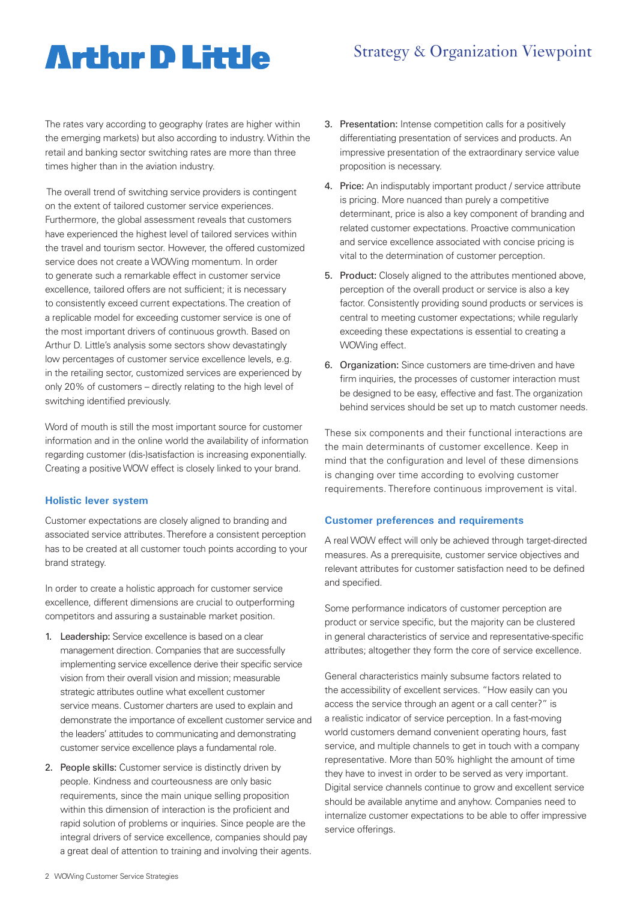The rates vary according to geography (rates are higher within the emerging markets) but also according to industry. Within the retail and banking sector switching rates are more than three times higher than in the aviation industry.

The overall trend of switching service providers is contingent on the extent of tailored customer service experiences. Furthermore, the global assessment reveals that customers have experienced the highest level of tailored services within the travel and tourism sector. However, the offered customized service does not create a WOWing momentum. In order to generate such a remarkable effect in customer service excellence, tailored offers are not sufficient; it is necessary to consistently exceed current expectations. The creation of a replicable model for exceeding customer service is one of the most important drivers of continuous growth. Based on Arthur D. Little's analysis some sectors show devastatingly low percentages of customer service excellence levels, e.g. in the retailing sector, customized services are experienced by only 20% of customers – directly relating to the high level of switching identified previously.

Word of mouth is still the most important source for customer information and in the online world the availability of information regarding customer (dis-)satisfaction is increasing exponentially. Creating a positive WOW effect is closely linked to your brand.

### Holistic lever system

Customer expectations are closely aligned to branding and associated service attributes. Therefore a consistent perception has to be created at all customer touch points according to your brand strategy.

In order to create a holistic approach for customer service excellence, different dimensions are crucial to outperforming competitors and assuring a sustainable market position.

1. Leadership: Service excellence is based on a clear management direction. Companies that are successfully implementing service excellence derive their specific service vision from their overall vision and mission; measurable strategic attributes outline what excellent customer service means. Customer charters are used to explain and demonstrate the importance of excellent customer service and the leaders' attitudes to communicating and demonstrating customer service excellence plays a fundamental role.
2. People skills: Customer service is distinctly driven by people. Kindness and courteousness are only basic requirements, since the main unique selling proposition within this dimension of interaction is the proficient and rapid solution of problems or inquiries. Since people are the integral drivers of service excellence, companies should pay a great deal of attention to training and involving their agents.
3. Presentation: Intense competition calls for a positively differentiating presentation of services and products. An impressive presentation of the extraordinary service value proposition is necessary.
4. Price: An indisputably important product / service attribute is pricing. More nuanced than purely a competitive determinant, price is also a key component of branding and related customer expectations. Proactive communication and service excellence associated with concise pricing is vital to the determination of customer perception.
5. Product: Closely aligned to the attributes mentioned above, perception of the overall product or service is also a key factor. Consistently providing sound products or services is central to meeting customer expectations; while regularly exceeding these expectations is essential to creating a WOWing effect.
6. Organization: Since customers are time-driven and have firm inquiries, the processes of customer interaction must be designed to be easy, effective and fast. The organization behind services should be set up to match customer needs.

These six components and their functional interactions are the main determinants of customer excellence. Keep in mind that the configuration and level of these dimensions is changing over time according to evolving customer requirements. Therefore continuous improvement is vital.

### Customer preferences and requirements

A real WOW effect will only be achieved through target-directed measures. As a prerequisite, customer service objectives and relevant attributes for customer satisfaction need to be defined and specified.

Some performance indicators of customer perception are product or service specific, but the majority can be clustered in general characteristics of service and representative-specific attributes; altogether they form the core of service excellence.

General characteristics mainly subsume factors related to the accessibility of excellent services. "How easily can you access the service through an agent or a call center?" is a realistic indicator of service perception. In a fast-moving world customers demand convenient operating hours, fast service, and multiple channels to get in touch with a company representative. More than 50% highlight the amount of time they have to invest in order to be served as very important. Digital service channels continue to grow and excellent service should be available anytime and anyhow. Companies need to internalize customer expectations to be able to offer impressive service offerings.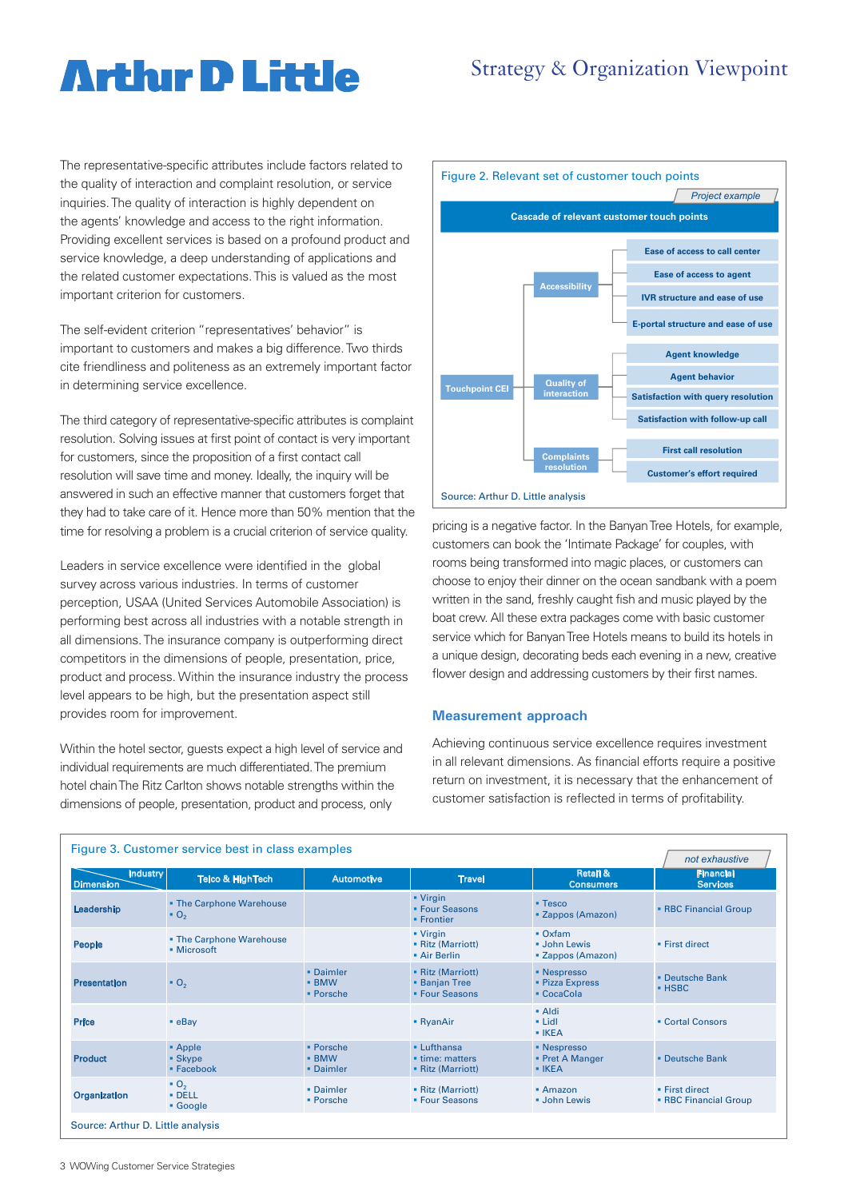The representative-specific attributes include factors related to the quality of interaction and complaint resolution, or service inquiries. The quality of interaction is highly dependent on the agents' knowledge and access to the right information. Providing excellent services is based on a profound product and service knowledge, a deep understanding of applications and the related customer expectations. This is valued as the most important criterion for customers.

The self-evident criterion "representatives' behavior" is important to customers and makes a big difference. Two thirds cite friendliness and politeness as an extremely important factor in determining service excellence.

The third category of representative-specific attributes is complaint resolution. Solving issues at first point of contact is very important for customers, since the proposition of a first contact call resolution will save time and money. Ideally, the inquiry will be answered in such an effective manner that customers forget that they had to take care of it. Hence more than 50% mention that the time for resolving a problem is a crucial criterion of service quality.

Leaders in service excellence were identified in the global survey across various industries. In terms of customer perception, USAA (United Services Automobile Association) is performing best across all industries with a notable strength in all dimensions. The insurance company is outperforming direct competitors in the dimensions of people, presentation, price, product and process. Within the insurance industry the process level appears to be high, but the presentation aspect still provides room for improvement.

Within the hotel sector, guests expect a high level of service and individual requirements are much differentiated. The premium hotel chain The Ritz Carlton shows notable strengths within the dimensions of people, presentation, product and process, only pricing is a negative factor. In the Banyan Tree Hotels, for example, customers can book the 'Intimate Package' for couples, with rooms being transformed into magic places, or customers can choose to enjoy their dinner on the ocean sandbank with a poem written in the sand, freshly caught fish and music played by the boat crew. All these extra packages come with basic customer service which for Banyan Tree Hotels means to build its hotels in a unique design, decorating beds each evening in a new, creative flower design and addressing customers by their first names.

Figure 2. Relevant set of customer touch points

*Project example*

**Cascade of relevant customer touch points**

- **Touchpoint CEI**
  - **Accessibility**
    - Ease of access to call center
    - Ease of access to agent
    - IVR structure and ease of use
    - E-portal structure and ease of use
  - **Quality of interaction**
    - Agent knowledge
    - Agent behavior
    - Satisfaction with query resolution
    - Satisfaction with follow-up call
  - **Complaints resolution**
    - First call resolution
    - Customer's effort required

Source: Arthur D. Little analysis

## Measurement approach

Achieving continuous service excellence requires investment in all relevant dimensions. As financial efforts require a positive return on investment, it is necessary that the enhancement of customer satisfaction is reflected in terms of profitability.

Figure 3. Customer service best in class examples

*not exhaustive*

| Dimension / Industry | Telco & HighTech | Automotive | Travel | Retail & Consumers | Financial Services |
|---|---|---|---|---|---|
| **Leadership** | ▪ The Carphone Warehouse<br>▪ $O_2$ | | ▪ Virgin<br>▪ Four Seasons<br>▪ Frontier | ▪ Tesco<br>▪ Zappos (Amazon) | ▪ RBC Financial Group |
| **People** | ▪ The Carphone Warehouse<br>▪ Microsoft | | ▪ Virgin<br>▪ Ritz (Marriott)<br>▪ Air Berlin | ▪ Oxfam<br>▪ John Lewis<br>▪ Zappos (Amazon) | ▪ First direct |
| **Presentation** | ▪ $O_2$ | ▪ Daimler<br>▪ BMW<br>▪ Porsche | ▪ Ritz (Marriott)<br>▪ Banjan Tree<br>▪ Four Seasons | ▪ Nespresso<br>▪ Pizza Express<br>▪ CocaCola | ▪ Deutsche Bank<br>▪ HSBC |
| **Price** | ▪ eBay | | ▪ RyanAir | ▪ Aldi<br>▪ Lidl<br>▪ IKEA | ▪ Cortal Consors |
| **Product** | ▪ Apple<br>▪ Skype<br>▪ Facebook | ▪ Porsche<br>▪ BMW<br>▪ Daimler | ▪ Lufthansa<br>▪ time: matters<br>▪ Ritz (Marriott) | ▪ Nespresso<br>▪ Pret A Manger<br>▪ IKEA | ▪ Deutsche Bank |
| **Organization** | ▪ $O_2$<br>▪ DELL<br>▪ Google | ▪ Daimler<br>▪ Porsche | ▪ Ritz (Marriott)<br>▪ Four Seasons | ▪ Amazon<br>▪ John Lewis | ▪ First direct<br>▪ RBC Financial Group |

Source: Arthur D. Little analysis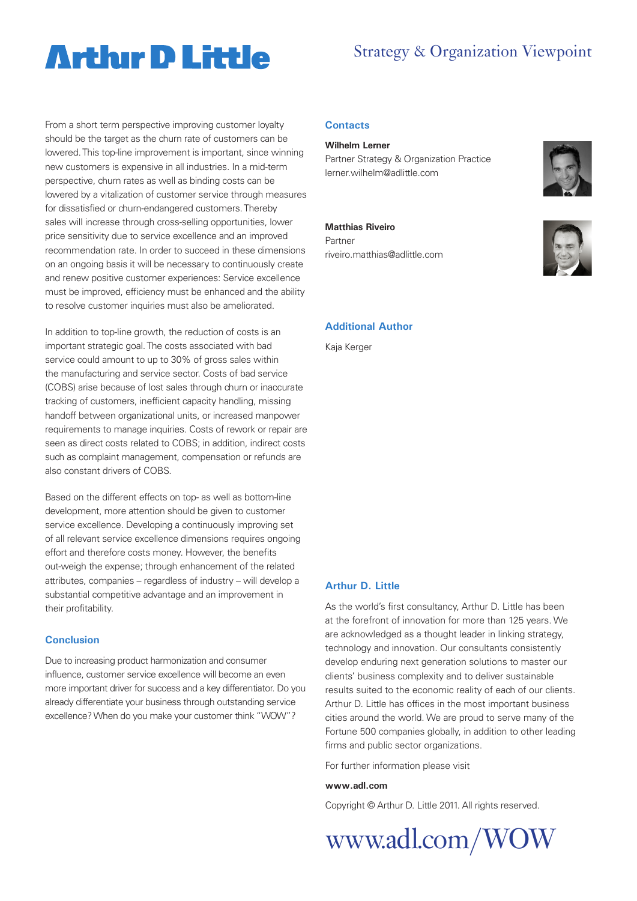From a short term perspective improving customer loyalty should be the target as the churn rate of customers can be lowered. This top-line improvement is important, since winning new customers is expensive in all industries. In a mid-term perspective, churn rates as well as binding costs can be lowered by a vitalization of customer service through measures for dissatisfied or churn-endangered customers. Thereby sales will increase through cross-selling opportunities, lower price sensitivity due to service excellence and an improved recommendation rate. In order to succeed in these dimensions on an ongoing basis it will be necessary to continuously create and renew positive customer experiences: Service excellence must be improved, efficiency must be enhanced and the ability to resolve customer inquiries must also be ameliorated.

In addition to top-line growth, the reduction of costs is an important strategic goal. The costs associated with bad service could amount to up to 30% of gross sales within the manufacturing and service sector. Costs of bad service (COBS) arise because of lost sales through churn or inaccurate tracking of customers, inefficient capacity handling, missing handoff between organizational units, or increased manpower requirements to manage inquiries. Costs of rework or repair are seen as direct costs related to COBS; in addition, indirect costs such as complaint management, compensation or refunds are also constant drivers of COBS.

Based on the different effects on top- as well as bottom-line development, more attention should be given to customer service excellence. Developing a continuously improving set of all relevant service excellence dimensions requires ongoing effort and therefore costs money. However, the benefits out-weigh the expense; through enhancement of the related attributes, companies – regardless of industry – will develop a substantial competitive advantage and an improvement in their profitability.

### Conclusion

Due to increasing product harmonization and consumer influence, customer service excellence will become an even more important driver for success and a key differentiator. Do you already differentiate your business through outstanding service excellence? When do you make your customer think "WOW"?

### Contacts

**Wilhelm Lerner**
Partner Strategy & Organization Practice
lerner.wilhelm@adlittle.com

**Matthias Riveiro**
Partner
riveiro.matthias@adlittle.com

### Additional Author

Kaja Kerger

### Arthur D. Little

As the world's first consultancy, Arthur D. Little has been at the forefront of innovation for more than 125 years. We are acknowledged as a thought leader in linking strategy, technology and innovation. Our consultants consistently develop enduring next generation solutions to master our clients' business complexity and to deliver sustainable results suited to the economic reality of each of our clients. Arthur D. Little has offices in the most important business cities around the world. We are proud to serve many of the Fortune 500 companies globally, in addition to other leading firms and public sector organizations.

For further information please visit

**www.adl.com**

Copyright © Arthur D. Little 2011. All rights reserved.

www.adl.com/WOW